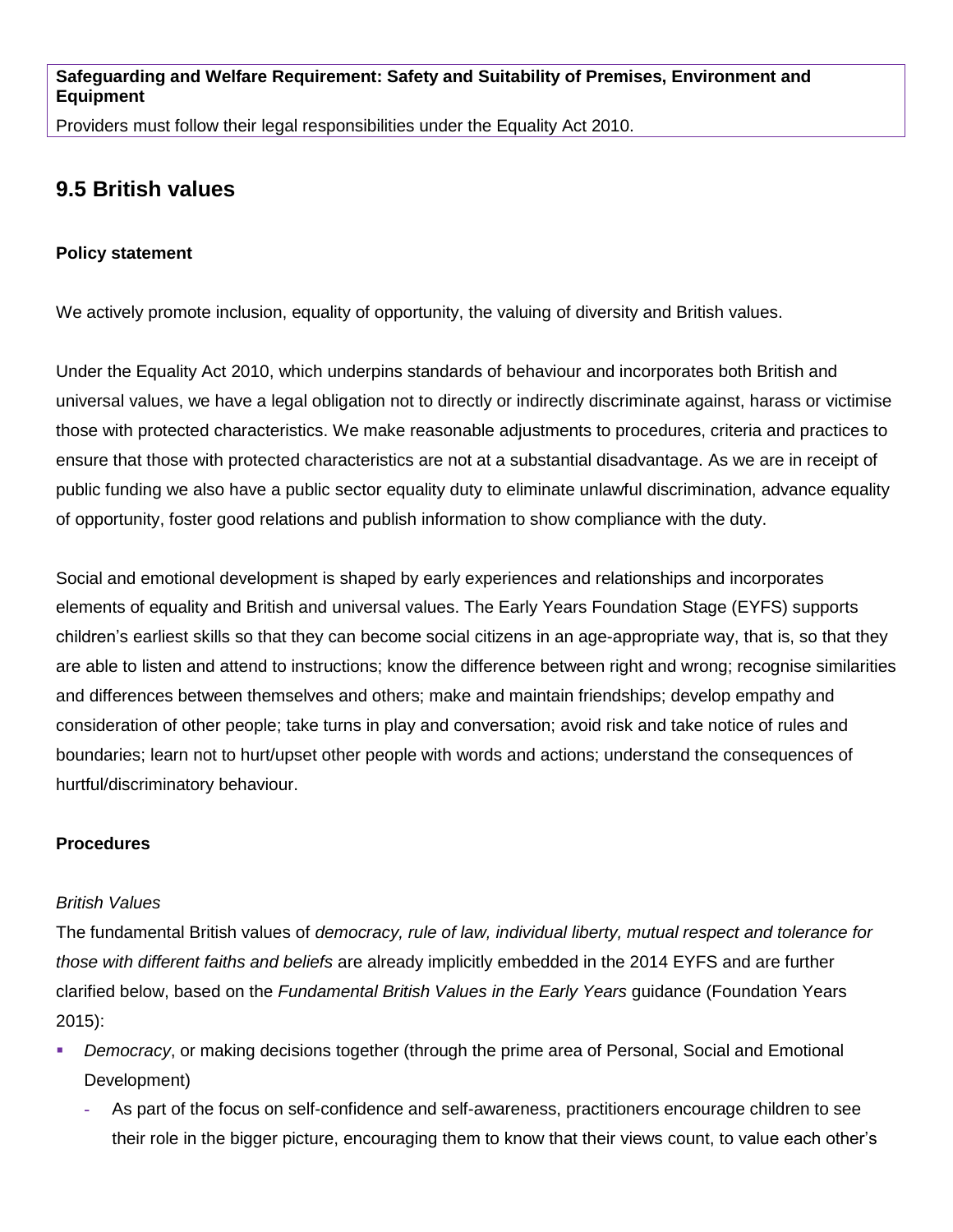**Safeguarding and Welfare Requirement: Safety and Suitability of Premises, Environment and Equipment**

Providers must follow their legal responsibilities under the Equality Act 2010.

## 9.5 British values

**Policy statement**

We actively promote inclusion, equality of opportunity, the valuing of diversity and British values.

Under the Equality Act 2010, which underpins standards of behaviour and incorporates both British and universal values, we have a legal obligation not to directly or indirectly discriminate against, harass or victimise those with protected characteristics. We make reasonable adjustments to procedures, criteria and practices to ensure that those with protected characteristics are not at a substantial disadvantage. As we are in receipt of public funding we also have a public sector equality duty to eliminate unlawful discrimination, advance equality of opportunity, foster good relations and publish information to show compliance with the duty.

Social and emotional development is shaped by early experiences and relationships and incorporates elements of equality and British and universal values. The Early Years Foundation Stage (EYFS) supports children's earliest skills so that they can become social citizens in an age-appropriate way, that is, so that they are able to listen and attend to instructions; know the difference between right and wrong; recognise similarities and differences between themselves and others; make and maintain friendships; develop empathy and consideration of other people; take turns in play and conversation; avoid risk and take notice of rules and boundaries; learn not to hurt/upset other people with words and actions; understand the consequences of hurtful/discriminatory behaviour.

**Procedures**

*British Values*

The fundamental British values of *democracy, rule of law, individual liberty, mutual respect and tolerance for those with different faiths and beliefs* are already implicitly embedded in the 2014 EYFS and are further clarified below, based on the *Fundamental British Values in the Early Years* guidance (Foundation Years 2015):

- *Democracy*, or making decisions together (through the prime area of Personal, Social and Emotional Development)
  - As part of the focus on self-confidence and self-awareness, practitioners encourage children to see their role in the bigger picture, encouraging them to know that their views count, to value each other's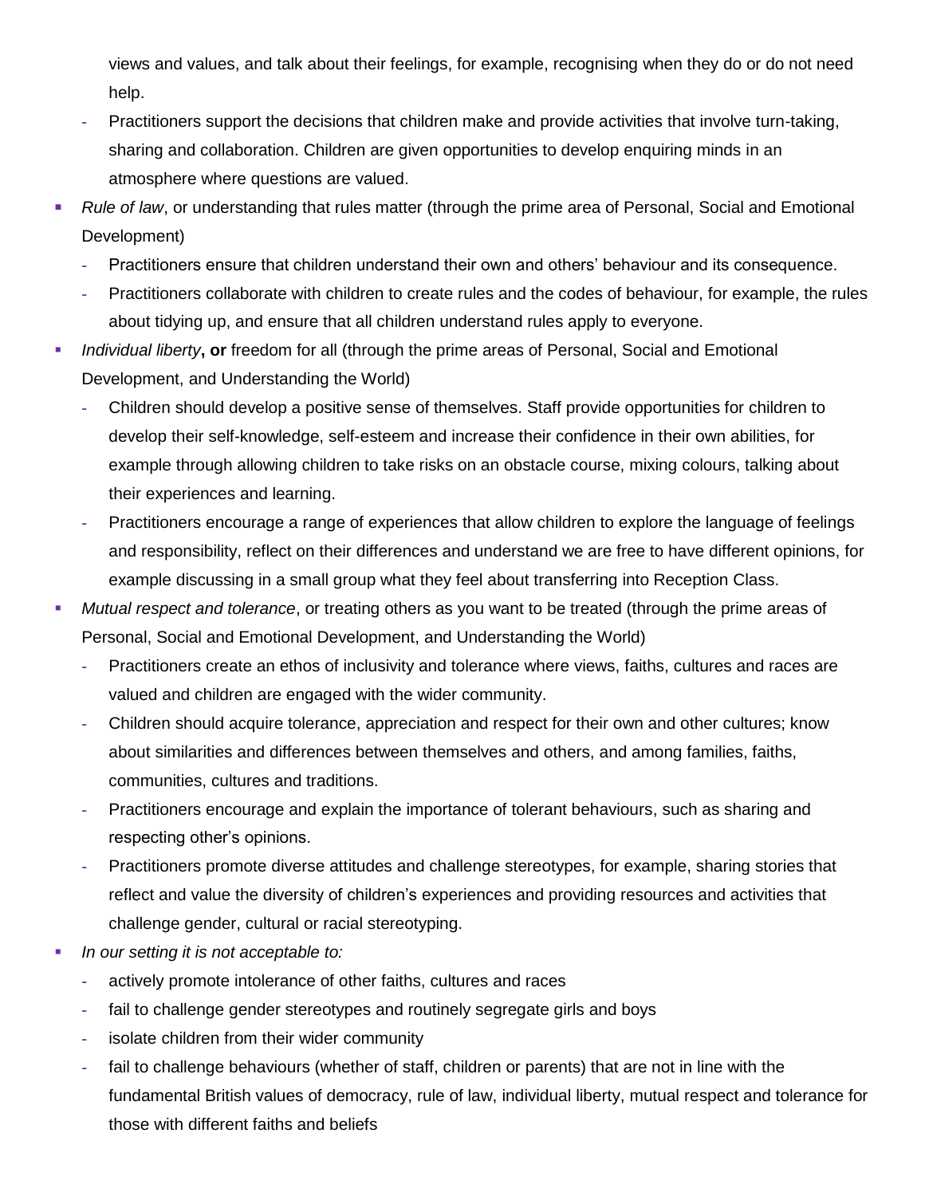views and values, and talk about their feelings, for example, recognising when they do or do not need help.
    - Practitioners support the decisions that children make and provide activities that involve turn-taking, sharing and collaboration. Children are given opportunities to develop enquiring minds in an atmosphere where questions are valued.
- *Rule of law*, or understanding that rules matter (through the prime area of Personal, Social and Emotional Development)
    - Practitioners ensure that children understand their own and others' behaviour and its consequence.
    - Practitioners collaborate with children to create rules and the codes of behaviour, for example, the rules about tidying up, and ensure that all children understand rules apply to everyone.
- *Individual liberty*, **or** freedom for all (through the prime areas of Personal, Social and Emotional Development, and Understanding the World)
    - Children should develop a positive sense of themselves. Staff provide opportunities for children to develop their self-knowledge, self-esteem and increase their confidence in their own abilities, for example through allowing children to take risks on an obstacle course, mixing colours, talking about their experiences and learning.
    - Practitioners encourage a range of experiences that allow children to explore the language of feelings and responsibility, reflect on their differences and understand we are free to have different opinions, for example discussing in a small group what they feel about transferring into Reception Class.
- *Mutual respect and tolerance*, or treating others as you want to be treated (through the prime areas of Personal, Social and Emotional Development, and Understanding the World)
    - Practitioners create an ethos of inclusivity and tolerance where views, faiths, cultures and races are valued and children are engaged with the wider community.
    - Children should acquire tolerance, appreciation and respect for their own and other cultures; know about similarities and differences between themselves and others, and among families, faiths, communities, cultures and traditions.
    - Practitioners encourage and explain the importance of tolerant behaviours, such as sharing and respecting other's opinions.
    - Practitioners promote diverse attitudes and challenge stereotypes, for example, sharing stories that reflect and value the diversity of children's experiences and providing resources and activities that challenge gender, cultural or racial stereotyping.
- *In our setting it is not acceptable to:*
    - actively promote intolerance of other faiths, cultures and races
    - fail to challenge gender stereotypes and routinely segregate girls and boys
    - isolate children from their wider community
    - fail to challenge behaviours (whether of staff, children or parents) that are not in line with the fundamental British values of democracy, rule of law, individual liberty, mutual respect and tolerance for those with different faiths and beliefs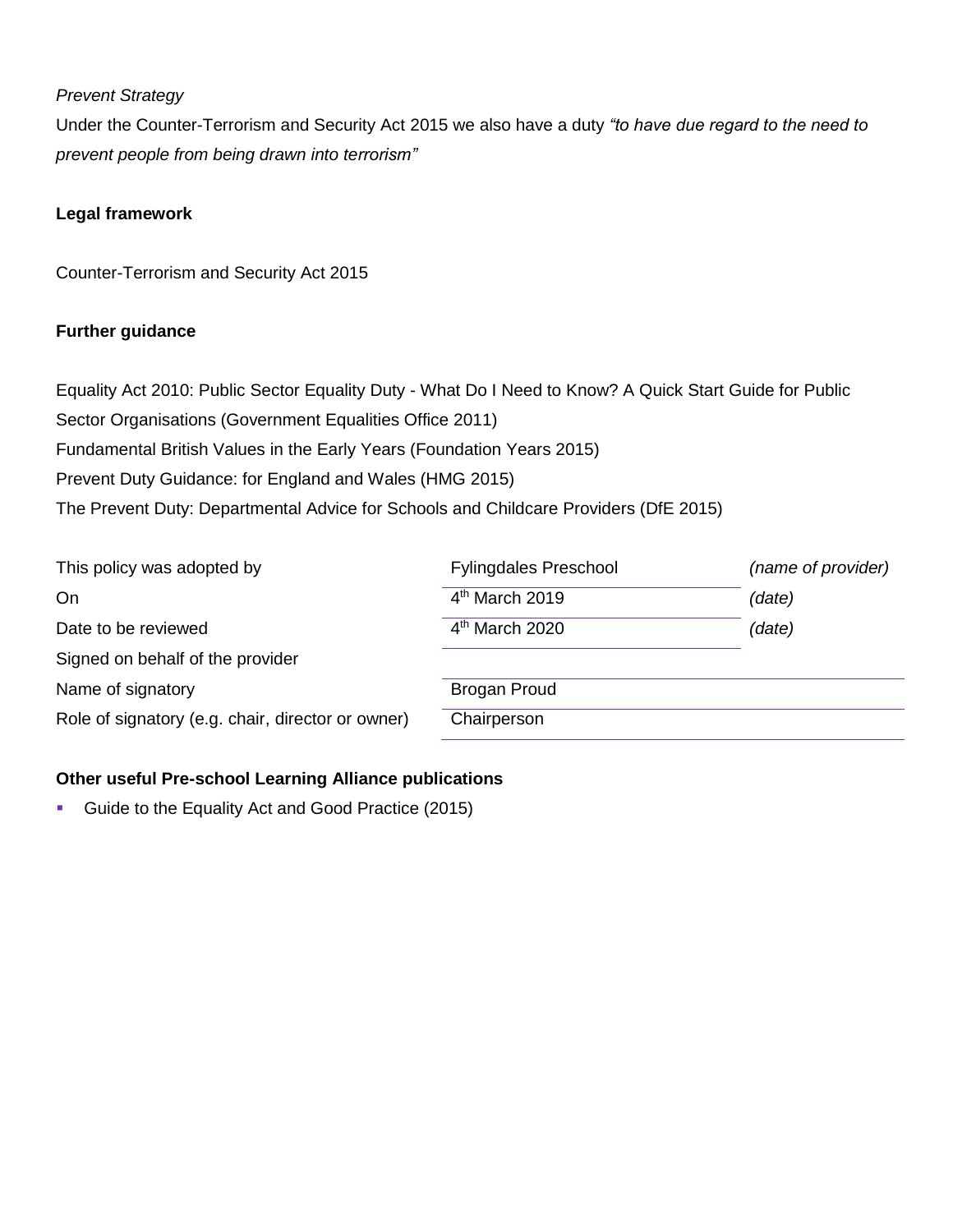*Prevent Strategy*

Under the Counter-Terrorism and Security Act 2015 we also have a duty *"to have due regard to the need to prevent people from being drawn into terrorism"*

**Legal framework**

Counter-Terrorism and Security Act 2015

**Further guidance**

Equality Act 2010: Public Sector Equality Duty - What Do I Need to Know? A Quick Start Guide for Public Sector Organisations (Government Equalities Office 2011)

Fundamental British Values in the Early Years (Foundation Years 2015)

Prevent Duty Guidance: for England and Wales (HMG 2015)

The Prevent Duty: Departmental Advice for Schools and Childcare Providers (DfE 2015)

| | | |
|---|---|---|
| This policy was adopted by | Fylingdales Preschool | *(name of provider)* |
| On | 4th March 2019 | *(date)* |
| Date to be reviewed | 4th March 2020 | *(date)* |
| Signed on behalf of the provider | | |
| Name of signatory | Brogan Proud | |
| Role of signatory (e.g. chair, director or owner) | Chairperson | |

**Other useful Pre-school Learning Alliance publications**

- Guide to the Equality Act and Good Practice (2015)